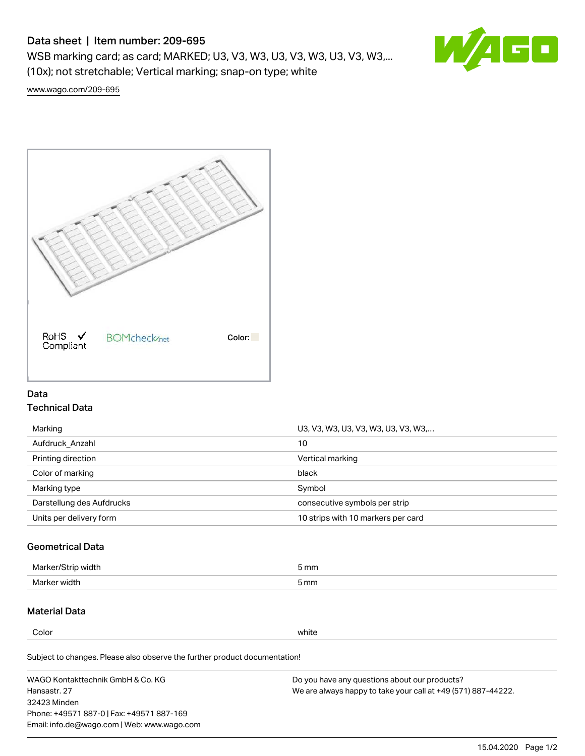# Data sheet | Item number: 209-695

WSB marking card; as card; MARKED; U3, V3, W3, U3, V3, W3, U3, V3, W3,... (10x); not stretchable; Vertical marking; snap-on type; white

www.wago.com/209-695

RoHS ✓ Compliant

BOMcheck.net

Color:

## Data

### Technical Data

| | |
|---|---|
| Marking | U3, V3, W3, U3, V3, W3, U3, V3, W3,… |
| Aufdruck_Anzahl | 10 |
| Printing direction | Vertical marking |
| Color of marking | black |
| Marking type | Symbol |
| Darstellung des Aufdrucks | consecutive symbols per strip |
| Units per delivery form | 10 strips with 10 markers per card |

### Geometrical Data

| | |
|---|---|
| Marker/Strip width | 5 mm |
| Marker width | 5 mm |

### Material Data

| | |
|---|---|
| Color | white |

Subject to changes. Please also observe the further product documentation!

WAGO Kontakttechnik GmbH & Co. KG
Hansastr. 27
32423 Minden
Phone: +49571 887-0 | Fax: +49571 887-169
Email: info.de@wago.com | Web: www.wago.com

Do you have any questions about our products?
We are always happy to take your call at +49 (571) 887-44222.

15.04.2020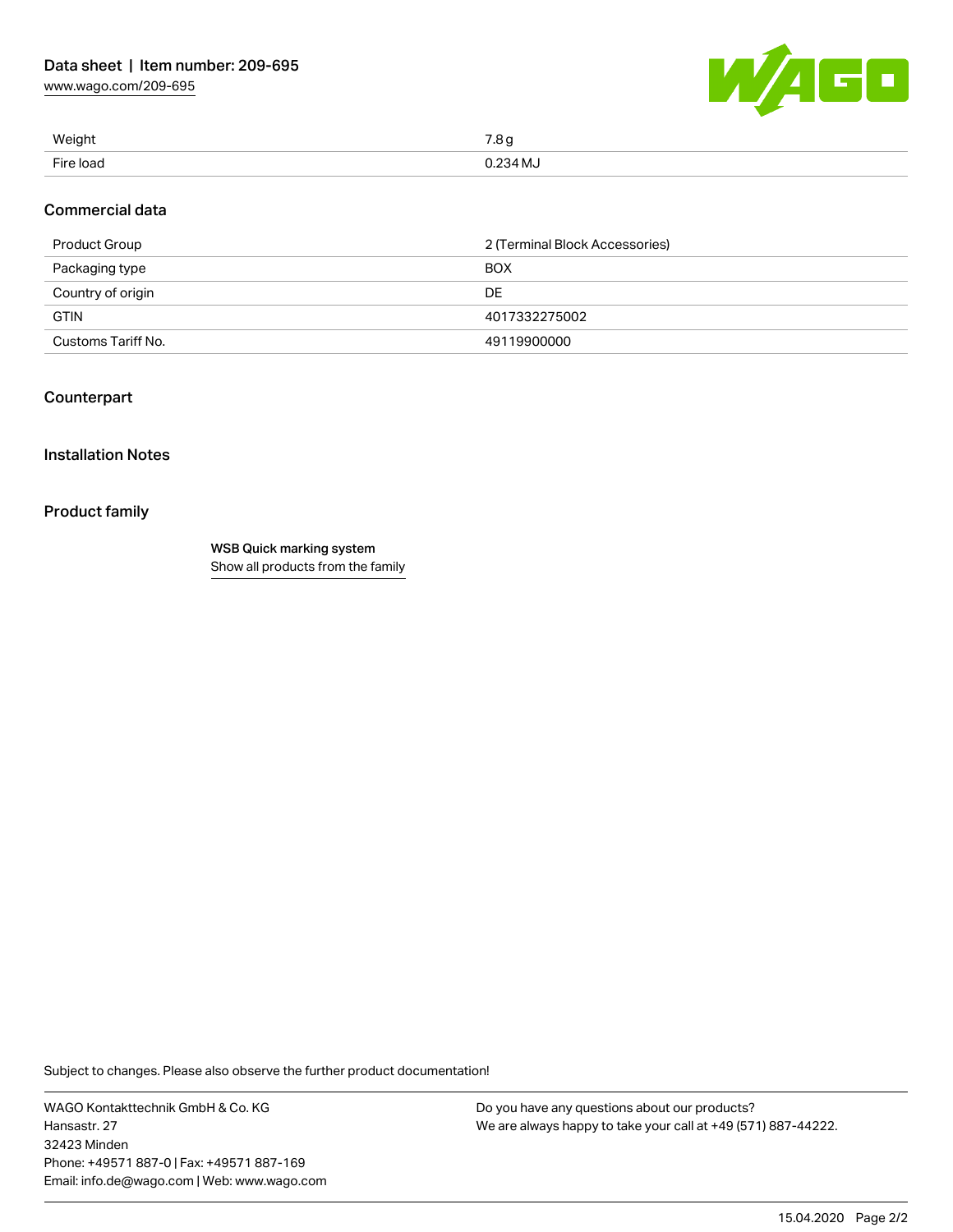| | |
|---|---|
| Weight | 7.8 g |
| Fire load | 0.234 MJ |

## Commercial data

| | |
|---|---|
| Product Group | 2 (Terminal Block Accessories) |
| Packaging type | BOX |
| Country of origin | DE |
| GTIN | 4017332275002 |
| Customs Tariff No. | 49119900000 |

## Counterpart

## Installation Notes

## Product family

**WSB Quick marking system**
Show all products from the family

Subject to changes. Please also observe the further product documentation!

WAGO Kontakttechnik GmbH & Co. KG
Hansastr. 27
32423 Minden
Phone: +49571 887-0 | Fax: +49571 887-169
Email: info.de@wago.com | Web: www.wago.com

Do you have any questions about our products?
We are always happy to take your call at +49 (571) 887-44222.